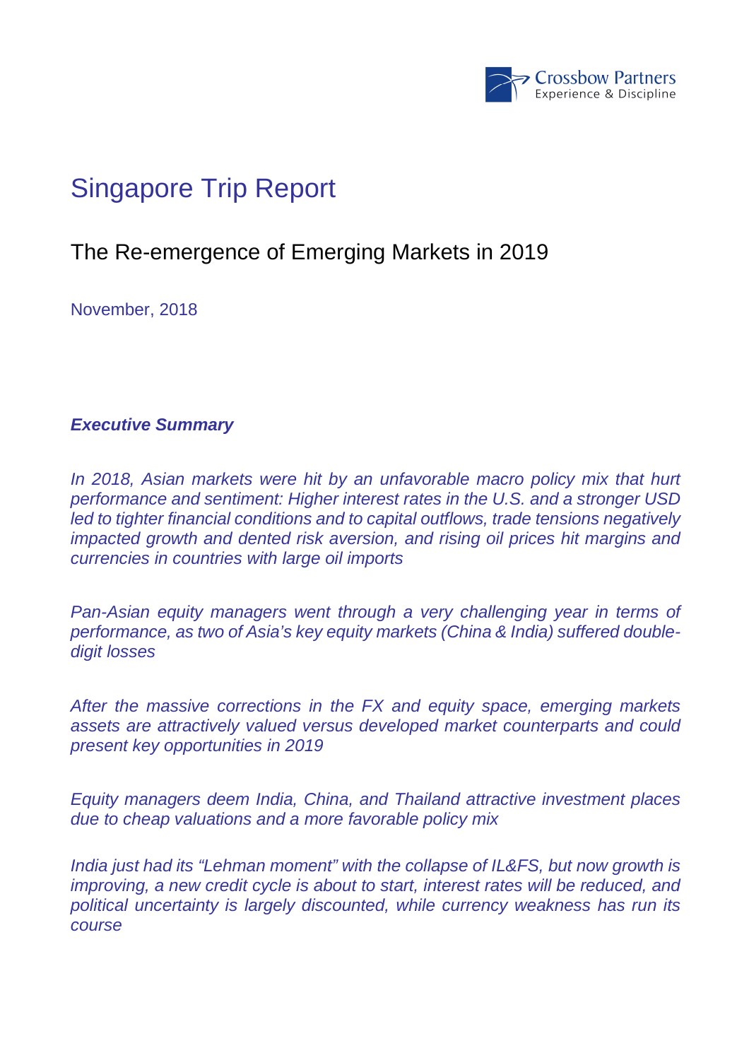Crossbow Partners
Experience & Discipline

# Singapore Trip Report

## The Re-emergence of Emerging Markets in 2019

November, 2018

***Executive Summary***

*In 2018, Asian markets were hit by an unfavorable macro policy mix that hurt performance and sentiment: Higher interest rates in the U.S. and a stronger USD led to tighter financial conditions and to capital outflows, trade tensions negatively impacted growth and dented risk aversion, and rising oil prices hit margins and currencies in countries with large oil imports*

*Pan-Asian equity managers went through a very challenging year in terms of performance, as two of Asia's key equity markets (China & India) suffered double-digit losses*

*After the massive corrections in the FX and equity space, emerging markets assets are attractively valued versus developed market counterparts and could present key opportunities in 2019*

*Equity managers deem India, China, and Thailand attractive investment places due to cheap valuations and a more favorable policy mix*

*India just had its "Lehman moment" with the collapse of IL&FS, but now growth is improving, a new credit cycle is about to start, interest rates will be reduced, and political uncertainty is largely discounted, while currency weakness has run its course*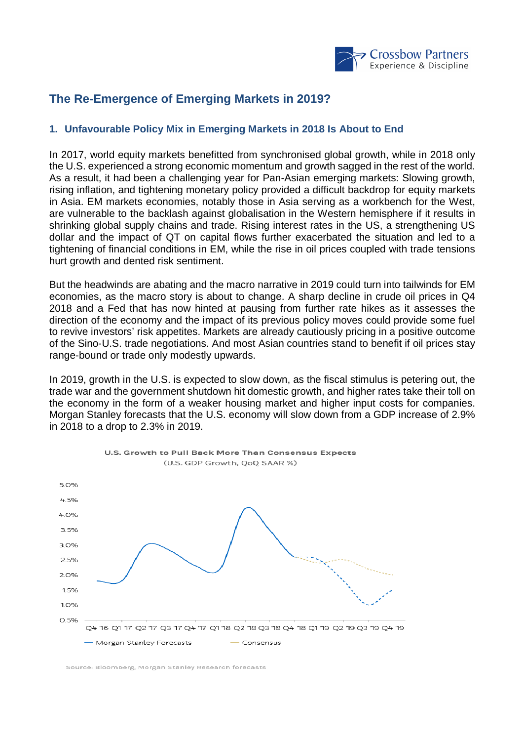## The Re-Emergence of Emerging Markets in 2019?

### 1. Unfavourable Policy Mix in Emerging Markets in 2018 Is About to End

In 2017, world equity markets benefitted from synchronised global growth, while in 2018 only the U.S. experienced a strong economic momentum and growth sagged in the rest of the world. As a result, it had been a challenging year for Pan-Asian emerging markets: Slowing growth, rising inflation, and tightening monetary policy provided a difficult backdrop for equity markets in Asia. EM markets economies, notably those in Asia serving as a workbench for the West, are vulnerable to the backlash against globalisation in the Western hemisphere if it results in shrinking global supply chains and trade. Rising interest rates in the US, a strengthening US dollar and the impact of QT on capital flows further exacerbated the situation and led to a tightening of financial conditions in EM, while the rise in oil prices coupled with trade tensions hurt growth and dented risk sentiment.

But the headwinds are abating and the macro narrative in 2019 could turn into tailwinds for EM economies, as the macro story is about to change. A sharp decline in crude oil prices in Q4 2018 and a Fed that has now hinted at pausing from further rate hikes as it assesses the direction of the economy and the impact of its previous policy moves could provide some fuel to revive investors' risk appetites. Markets are already cautiously pricing in a positive outcome of the Sino-U.S. trade negotiations. And most Asian countries stand to benefit if oil prices stay range-bound or trade only modestly upwards.

In 2019, growth in the U.S. is expected to slow down, as the fiscal stimulus is petering out, the trade war and the government shutdown hit domestic growth, and higher rates take their toll on the economy in the form of a weaker housing market and higher input costs for companies. Morgan Stanley forecasts that the U.S. economy will slow down from a GDP increase of 2.9% in 2018 to a drop to 2.3% in 2019.

**U.S. Growth to Pull Back More Than Consensus Expects**
(U.S. GDP Growth, QoQ SAAR %)

Source: Bloomberg, Morgan Stanley Research forecasts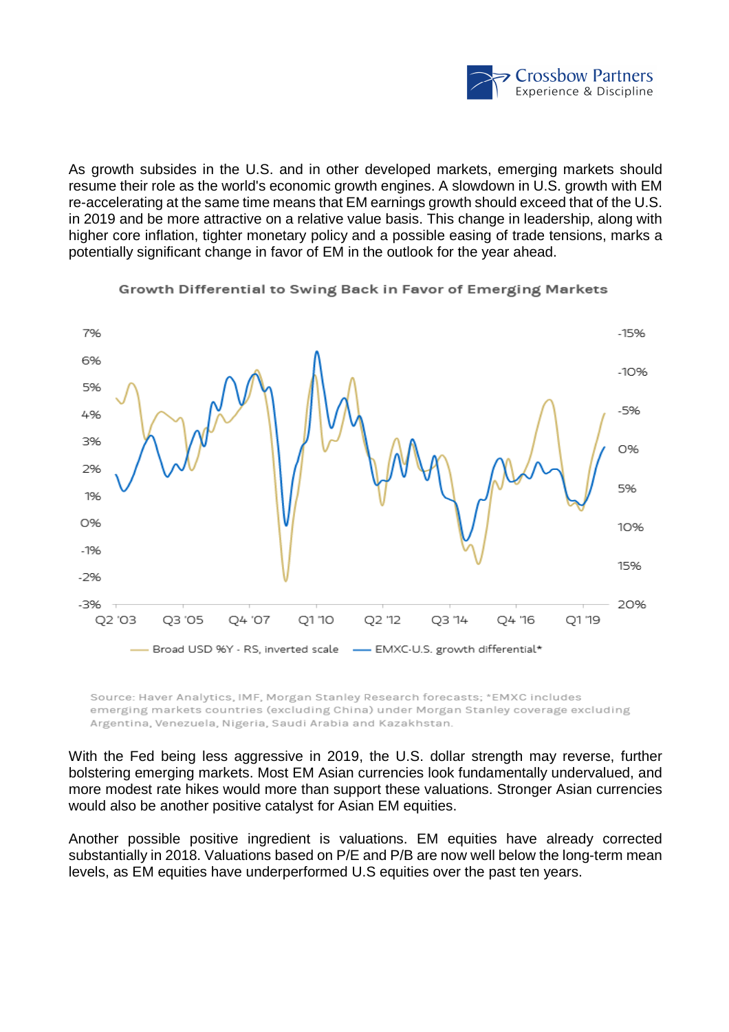As growth subsides in the U.S. and in other developed markets, emerging markets should resume their role as the world's economic growth engines. A slowdown in U.S. growth with EM re-accelerating at the same time means that EM earnings growth should exceed that of the U.S. in 2019 and be more attractive on a relative value basis. This change in leadership, along with higher core inflation, tighter monetary policy and a possible easing of trade tensions, marks a potentially significant change in favor of EM in the outlook for the year ahead.

**Growth Differential to Swing Back in Favor of Emerging Markets**

Source: Haver Analytics, IMF, Morgan Stanley Research forecasts; *EMXC includes emerging markets countries (excluding China) under Morgan Stanley coverage excluding Argentina, Venezuela, Nigeria, Saudi Arabia and Kazakhstan.

With the Fed being less aggressive in 2019, the U.S. dollar strength may reverse, further bolstering emerging markets. Most EM Asian currencies look fundamentally undervalued, and more modest rate hikes would more than support these valuations. Stronger Asian currencies would also be another positive catalyst for Asian EM equities.

Another possible positive ingredient is valuations. EM equities have already corrected substantially in 2018. Valuations based on P/E and P/B are now well below the long-term mean levels, as EM equities have underperformed U.S equities over the past ten years.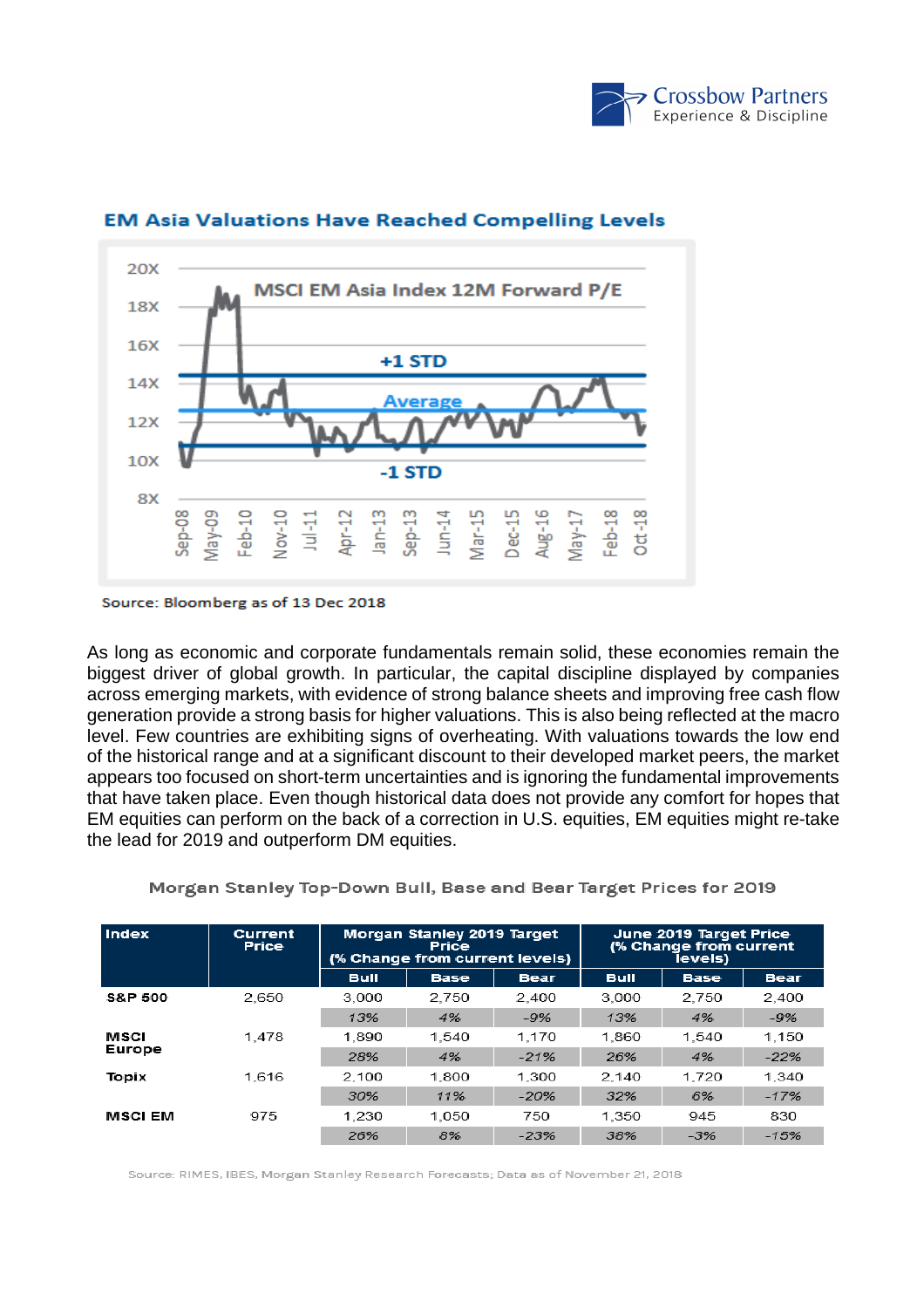## EM Asia Valuations Have Reached Compelling Levels

MSCI EM Asia Index 12M Forward P/E

20X
18X
16X
14X
12X
10X
8X

+1 STD
Average
-1 STD

Sep-08
May-09
Feb-10
Nov-10
Jul-11
Apr-12
Jan-13
Sep-13
Jun-14
Mar-15
Dec-15
Aug-16
May-17
Feb-18
Oct-18

Source: Bloomberg as of 13 Dec 2018

As long as economic and corporate fundamentals remain solid, these economies remain the biggest driver of global growth. In particular, the capital discipline displayed by companies across emerging markets, with evidence of strong balance sheets and improving free cash flow generation provide a strong basis for higher valuations. This is also being reflected at the macro level. Few countries are exhibiting signs of overheating. With valuations towards the low end of the historical range and at a significant discount to their developed market peers, the market appears too focused on short-term uncertainties and is ignoring the fundamental improvements that have taken place. Even though historical data does not provide any comfort for hopes that EM equities can perform on the back of a correction in U.S. equities, EM equities might re-take the lead for 2019 and outperform DM equities.

### Morgan Stanley Top-Down Bull, Base and Bear Target Prices for 2019

| Index | Current Price | Morgan Stanley 2019 Target Price (% Change from current levels) | | | June 2019 Target Price (% Change from current levels) | | |
|---|---|---|---|---|---|---|---|
| | | Bull | Base | Bear | Bull | Base | Bear |
| S&P 500 | 2,650 | 3,000 | 2,750 | 2,400 | 3,000 | 2,750 | 2,400 |
| | | 13% | 4% | -9% | 13% | 4% | -9% |
| MSCI Europe | 1,478 | 1,890 | 1,540 | 1,170 | 1,860 | 1,540 | 1,150 |
| | | 28% | 4% | -21% | 26% | 4% | -22% |
| Topix | 1,616 | 2,100 | 1,800 | 1,300 | 2,140 | 1,720 | 1,340 |
| | | 30% | 11% | -20% | 32% | 6% | -17% |
| MSCI EM | 975 | 1,230 | 1,050 | 750 | 1,350 | 945 | 830 |
| | | 26% | 8% | -23% | 38% | -3% | -15% |

Source: RIMES, IBES, Morgan Stanley Research Forecasts; Data as of November 21, 2018